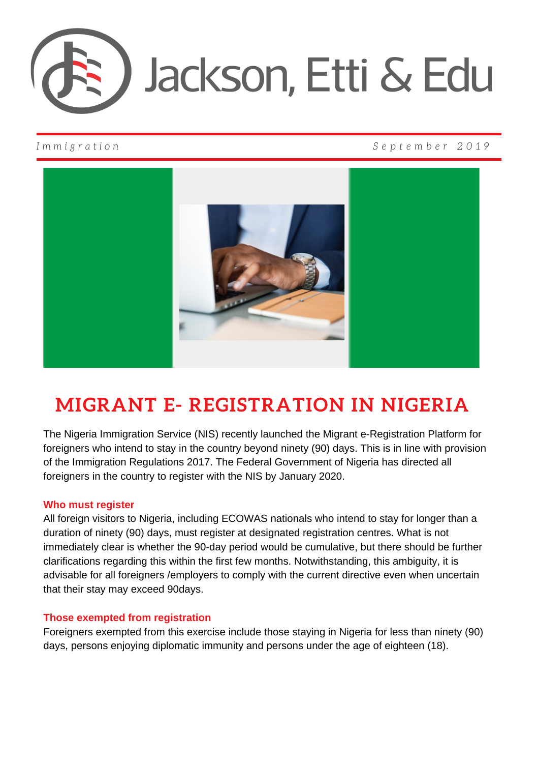Jackson, Etti & Edu

*Immigration* *September 2019*

# MIGRANT E- REGISTRATION IN NIGERIA

The Nigeria Immigration Service (NIS) recently launched the Migrant e-Registration Platform for foreigners who intend to stay in the country beyond ninety (90) days. This is in line with provision of the Immigration Regulations 2017. The Federal Government of Nigeria has directed all foreigners in the country to register with the NIS by January 2020.

### Who must register

All foreign visitors to Nigeria, including ECOWAS nationals who intend to stay for longer than a duration of ninety (90) days, must register at designated registration centres. What is not immediately clear is whether the 90-day period would be cumulative, but there should be further clarifications regarding this within the first few months. Notwithstanding, this ambiguity, it is advisable for all foreigners /employers to comply with the current directive even when uncertain that their stay may exceed 90days.

### Those exempted from registration

Foreigners exempted from this exercise include those staying in Nigeria for less than ninety (90) days, persons enjoying diplomatic immunity and persons under the age of eighteen (18).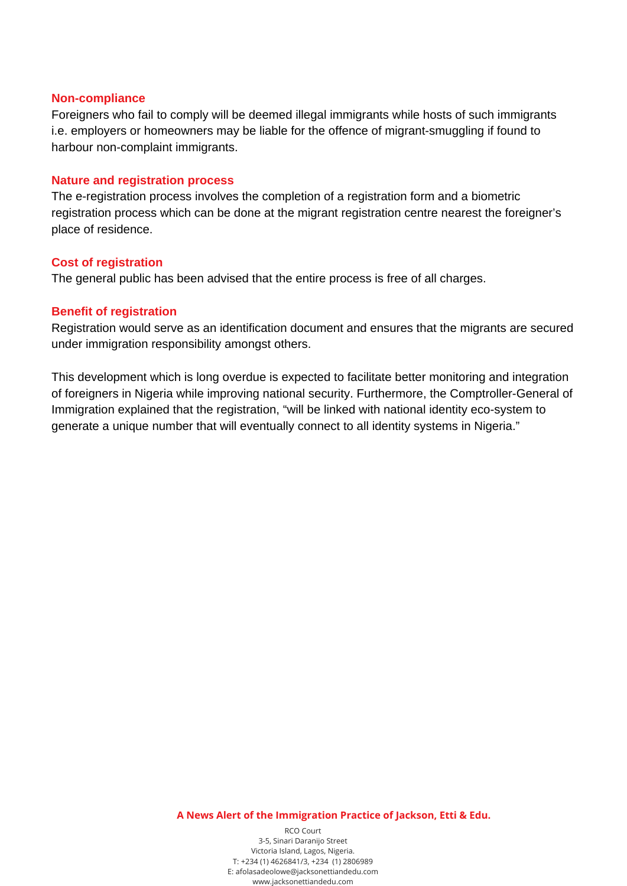### Non-compliance

Foreigners who fail to comply will be deemed illegal immigrants while hosts of such immigrants i.e. employers or homeowners may be liable for the offence of migrant-smuggling if found to harbour non-complaint immigrants.

### Nature and registration process

The e-registration process involves the completion of a registration form and a biometric registration process which can be done at the migrant registration centre nearest the foreigner's place of residence.

### Cost of registration

The general public has been advised that the entire process is free of all charges.

### Benefit of registration

Registration would serve as an identification document and ensures that the migrants are secured under immigration responsibility amongst others.

This development which is long overdue is expected to facilitate better monitoring and integration of foreigners in Nigeria while improving national security. Furthermore, the Comptroller-General of Immigration explained that the registration, "will be linked with national identity eco-system to generate a unique number that will eventually connect to all identity systems in Nigeria."

**A News Alert of the Immigration Practice of Jackson, Etti & Edu.**

RCO Court
3-5, Sinari Daranijo Street
Victoria Island, Lagos, Nigeria.
T: +234 (1) 4626841/3, +234 (1) 2806989
E: afolasadeolowe@jacksonettiandedu.com
www.jacksonettiandedu.com